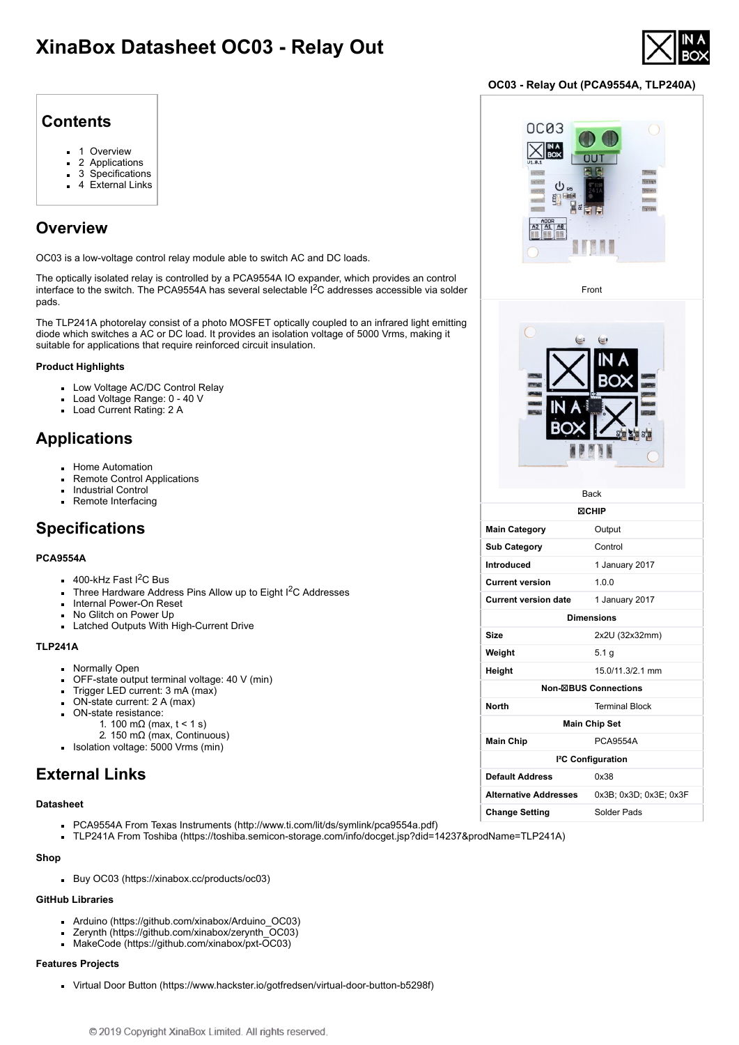# XinaBox Datasheet OC03 - Relay Out

**OC03 - Relay Out (PCA9554A, TLP240A)**

Front

Back

| ☒CHIP | |
|---|---|
| **Main Category** | Output |
| **Sub Category** | Control |
| **Introduced** | 1 January 2017 |
| **Current version** | 1.0.0 |
| **Current version date** | 1 January 2017 |
| **Dimensions** | |
| **Size** | 2x2U (32x32mm) |
| **Weight** | 5.1 g |
| **Height** | 15.0/11.3/2.1 mm |
| **Non-☒BUS Connections** | |
| **North** | Terminal Block |
| **Main Chip Set** | |
| **Main Chip** | PCA9554A |
| **I²C Configuration** | |
| **Default Address** | 0x38 |
| **Alternative Addresses** | 0x3B; 0x3D; 0x3E; 0x3F |
| **Change Setting** | Solder Pads |

## Contents

- 1 Overview
- 2 Applications
- 3 Specifications
- 4 External Links

## Overview

OC03 is a low-voltage control relay module able to switch AC and DC loads.

The optically isolated relay is controlled by a PCA9554A IO expander, which provides an control interface to the switch. The PCA9554A has several selectable $I^2C$ addresses accessible via solder pads.

The TLP241A photorelay consist of a photo MOSFET optically coupled to an infrared light emitting diode which switches a AC or DC load. It provides an isolation voltage of 5000 Vrms, making it suitable for applications that require reinforced circuit insulation.

**Product Highlights**

- Low Voltage AC/DC Control Relay
- Load Voltage Range: 0 - 40 V
- Load Current Rating: 2 A

## Applications

- Home Automation
- Remote Control Applications
- Industrial Control
- Remote Interfacing

## Specifications

**PCA9554A**

- 400-kHz Fast $I^2C$ Bus
- Three Hardware Address Pins Allow up to Eight $I^2C$ Addresses
- Internal Power-On Reset
- No Glitch on Power Up
- Latched Outputs With High-Current Drive

**TLP241A**

- Normally Open
- OFF-state output terminal voltage: 40 V (min)
- Trigger LED current: 3 mA (max)
- ON-state current: 2 A (max)
- ON-state resistance:
  1. 100 mΩ (max, t < 1 s)
  2. 150 mΩ (max, Continuous)
- Isolation voltage: 5000 Vrms (min)

## External Links

**Datasheet**

- PCA9554A From Texas Instruments (http://www.ti.com/lit/ds/symlink/pca9554a.pdf)
- TLP241A From Toshiba (https://toshiba.semicon-storage.com/info/docget.jsp?did=14237&prodName=TLP241A)

**Shop**

- Buy OC03 (https://xinabox.cc/products/oc03)

**GitHub Libraries**

- Arduino (https://github.com/xinabox/Arduino_OC03)
- Zerynth (https://github.com/xinabox/zerynth_OC03)
- MakeCode (https://github.com/xinabox/pxt-OC03)

**Features Projects**

- Virtual Door Button (https://www.hackster.io/gotfredsen/virtual-door-button-b5298f)

© 2019 Copyright XinaBox Limited. All rights reserved.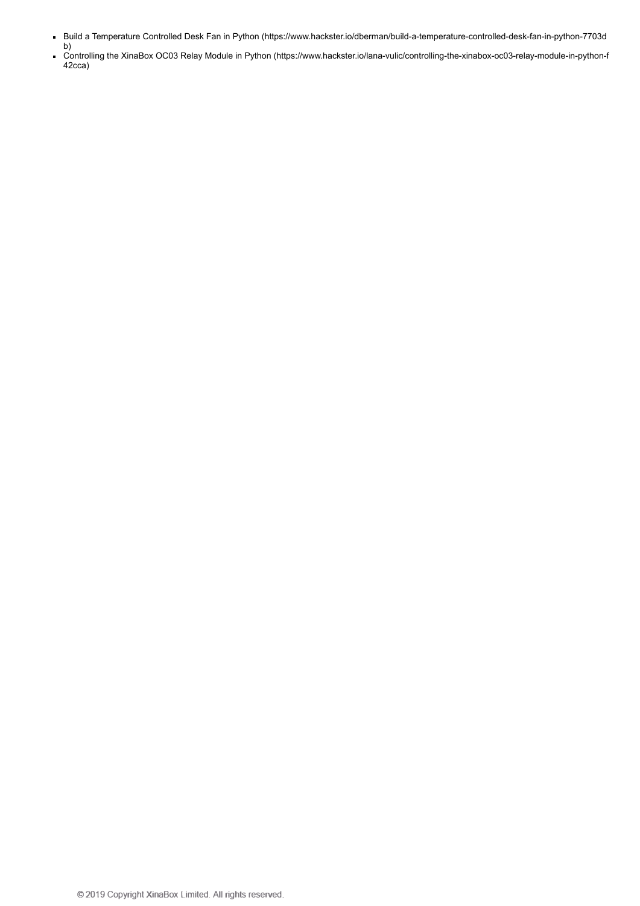- Build a Temperature Controlled Desk Fan in Python (https://www.hackster.io/dberman/build-a-temperature-controlled-desk-fan-in-python-7703db)
- Controlling the XinaBox OC03 Relay Module in Python (https://www.hackster.io/lana-vulic/controlling-the-xinabox-oc03-relay-module-in-python-f42cca)

© 2019 Copyright XinaBox Limited. All rights reserved.